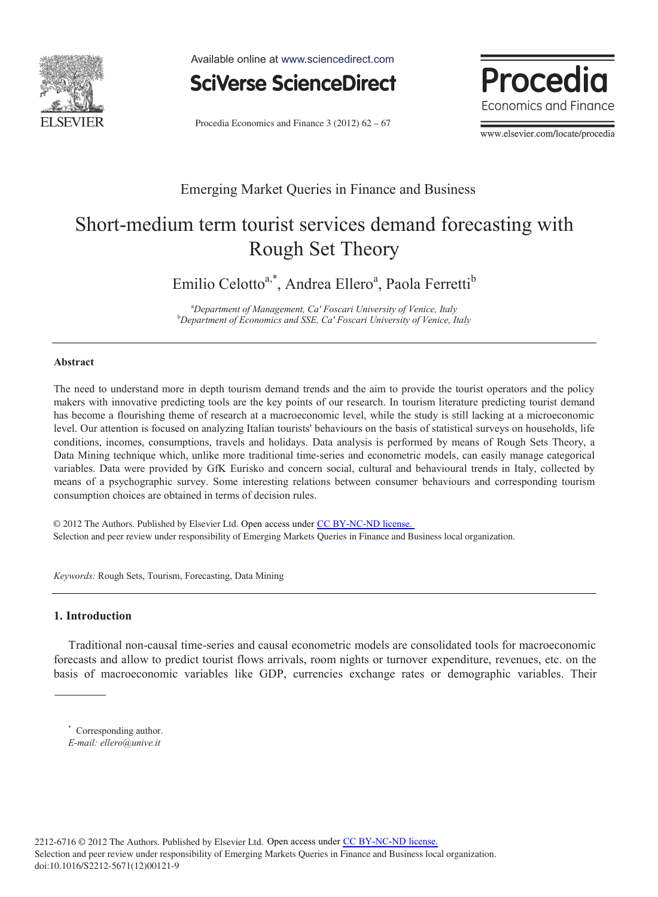Emerging Market Queries in Finance and Business

# Short-medium term tourist services demand forecasting with Rough Set Theory

Emilio Celotto[a,*], Andrea Ellero[a], Paola Ferretti[b]

[a]*Department of Management, Ca' Foscari University of Venice, Italy*
[b]*Department of Economics and SSE, Ca' Foscari University of Venice, Italy*

---

**Abstract**

The need to understand more in depth tourism demand trends and the aim to provide the tourist operators and the policy makers with innovative predicting tools are the key points of our research. In tourism literature predicting tourist demand has become a flourishing theme of research at a macroeconomic level, while the study is still lacking at a microeconomic level. Our attention is focused on analyzing Italian tourists' behaviours on the basis of statistical surveys on households, life conditions, incomes, consumptions, travels and holidays. Data analysis is performed by means of Rough Sets Theory, a Data Mining technique which, unlike more traditional time-series and econometric models, can easily manage categorical variables. Data were provided by GfK Eurisko and concern social, cultural and behavioural trends in Italy, collected by means of a psychographic survey. Some interesting relations between consumer behaviours and corresponding tourism consumption choices are obtained in terms of decision rules.

© 2012 The Authors. Published by Elsevier Ltd. Open access under CC BY-NC-ND license.
Selection and peer review under responsibility of Emerging Markets Queries in Finance and Business local organization.

*Keywords:* Rough Sets, Tourism, Forecasting, Data Mining

---

## 1. Introduction

Traditional non-causal time-series and causal econometric models are consolidated tools for macroeconomic forecasts and allow to predict tourist flows arrivals, room nights or turnover expenditure, revenues, etc. on the basis of macroeconomic variables like GDP, currencies exchange rates or demographic variables. Their

---

[*] Corresponding author.
*E-mail: ellero@unive.it*

2212-6716 © 2012 The Authors. Published by Elsevier Ltd. Open access under CC BY-NC-ND license.
Selection and peer review under responsibility of Emerging Markets Queries in Finance and Business local organization.
doi:10.1016/S2212-5671(12)00121-9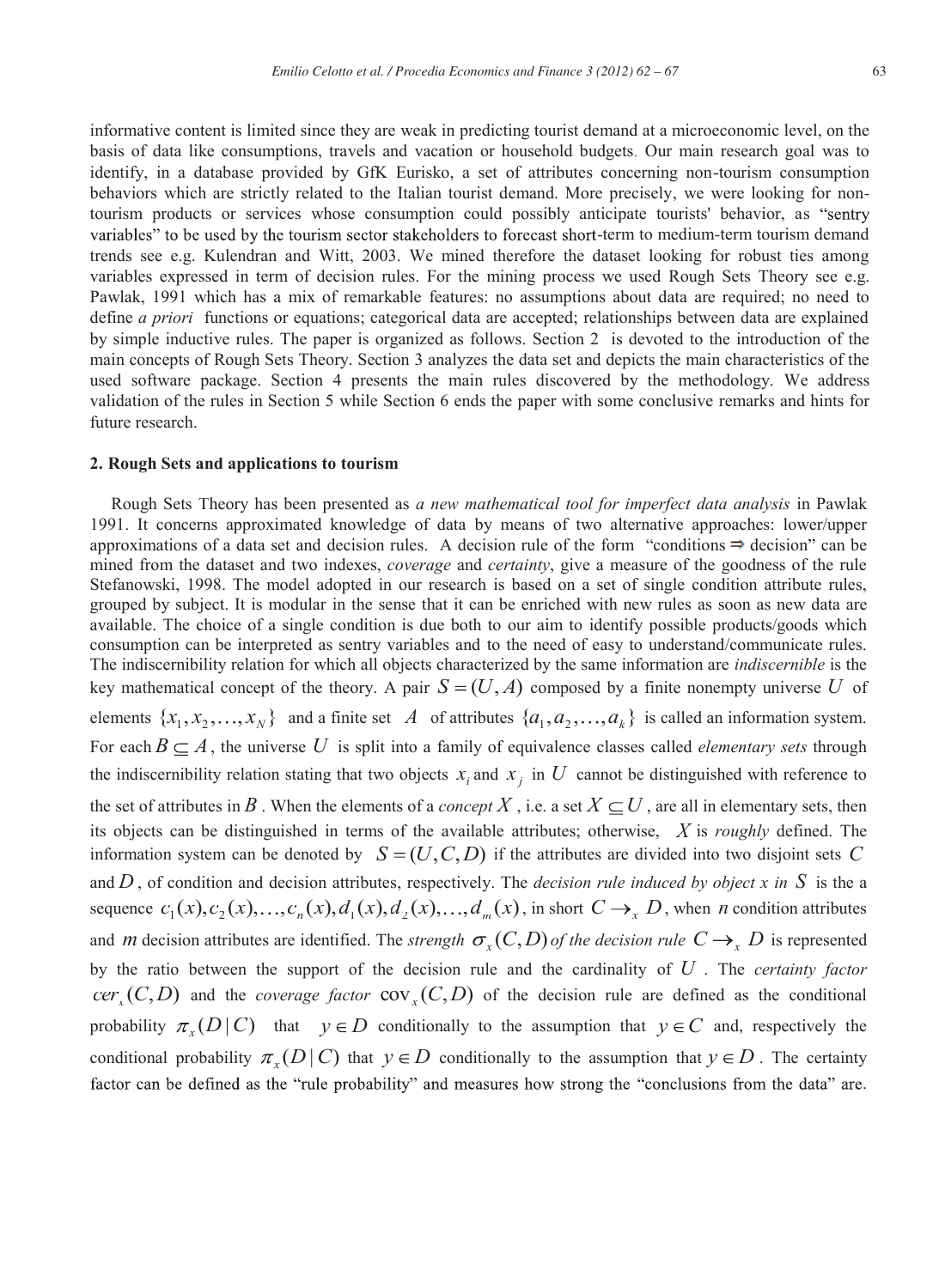informative content is limited since they are weak in predicting tourist demand at a microeconomic level, on the basis of data like consumptions, travels and vacation or household budgets. Our main research goal was to identify, in a database provided by GfK Eurisko, a set of attributes concerning non-tourism consumption behaviors which are strictly related to the Italian tourist demand. More precisely, we were looking for non-tourism products or services whose consumption could possibly anticipate tourists' behavior, as "sentry variables" to be used by the tourism sector stakeholders to forecast short-term to medium-term tourism demand trends see e.g. Kulendran and Witt, 2003. We mined therefore the dataset looking for robust ties among variables expressed in term of decision rules. For the mining process we used Rough Sets Theory see e.g. Pawlak, 1991 which has a mix of remarkable features: no assumptions about data are required; no need to define *a priori* functions or equations; categorical data are accepted; relationships between data are explained by simple inductive rules. The paper is organized as follows. Section 2 is devoted to the introduction of the main concepts of Rough Sets Theory. Section 3 analyzes the data set and depicts the main characteristics of the used software package. Section 4 presents the main rules discovered by the methodology. We address validation of the rules in Section 5 while Section 6 ends the paper with some conclusive remarks and hints for future research.

## 2. Rough Sets and applications to tourism

Rough Sets Theory has been presented as *a new mathematical tool for imperfect data analysis* in Pawlak 1991. It concerns approximated knowledge of data by means of two alternative approaches: lower/upper approximations of a data set and decision rules. A decision rule of the form "conditions ⇒ decision" can be mined from the dataset and two indexes, *coverage* and *certainty*, give a measure of the goodness of the rule Stefanowski, 1998. The model adopted in our research is based on a set of single condition attribute rules, grouped by subject. It is modular in the sense that it can be enriched with new rules as soon as new data are available. The choice of a single condition is due both to our aim to identify possible products/goods which consumption can be interpreted as sentry variables and to the need of easy to understand/communicate rules. The indiscernibility relation for which all objects characterized by the same information are *indiscernible* is the key mathematical concept of the theory. A pair $S = (U, A)$ composed by a finite nonempty universe $U$ of elements $\{x_1, x_2, \ldots, x_N\}$ and a finite set $A$ of attributes $\{a_1, a_2, \ldots, a_k\}$ is called an information system. For each $B \subseteq A$, the universe $U$ is split into a family of equivalence classes called *elementary sets* through the indiscernibility relation stating that two objects $x_i$ and $x_j$ in $U$ cannot be distinguished with reference to the set of attributes in $B$. When the elements of a *concept* $X$, i.e. a set $X \subseteq U$, are all in elementary sets, then its objects can be distinguished in terms of the available attributes; otherwise, $X$ is *roughly* defined. The information system can be denoted by $S = (U, C, D)$ if the attributes are divided into two disjoint sets $C$ and $D$, of condition and decision attributes, respectively. The *decision rule induced by object x in* $S$ is the a sequence $c_1(x), c_2(x), \ldots, c_n(x), d_1(x), d_2(x), \ldots, d_m(x)$, in short $C \rightarrow_x D$, when $n$ condition attributes and $m$ decision attributes are identified. The *strength* $\sigma_x(C, D)$ *of the decision rule* $C \rightarrow_x D$ is represented by the ratio between the support of the decision rule and the cardinality of $U$. The *certainty factor* $cer_x(C, D)$ and the *coverage factor* $\mathrm{cov}_x(C, D)$ of the decision rule are defined as the conditional probability $\pi_x(D \mid C)$ that $y \in D$ conditionally to the assumption that $y \in C$ and, respectively the conditional probability $\pi_x(D \mid C)$ that $y \in D$ conditionally to the assumption that $y \in D$. The certainty factor can be defined as the "rule probability" and measures how strong the "conclusions from the data" are.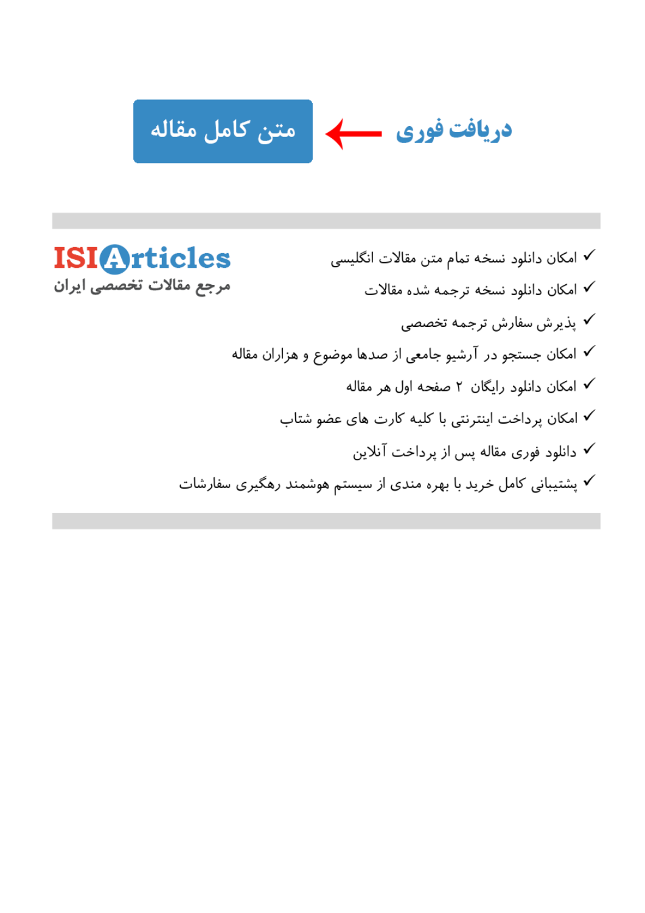دریافت فوری ← متن کامل مقاله

**ISIArticles**
مرجع مقالات تخصصی ایران

- ✓ امکان دانلود نسخه تمام متن مقالات انگلیسی
- ✓ امکان دانلود نسخه ترجمه شده مقالات
- ✓ پذیرش سفارش ترجمه تخصصی
- ✓ امکان جستجو در آرشیو جامعی از صدها موضوع و هزاران مقاله
- ✓ امکان دانلود رایگان ۲ صفحه اول هر مقاله
- ✓ امکان پرداخت اینترنتی با کلیه کارت های عضو شتاب
- ✓ دانلود فوری مقاله پس از پرداخت آنلاین
- ✓ پشتیبانی کامل خرید با بهره مندی از سیستم هوشمند رهگیری سفارشات